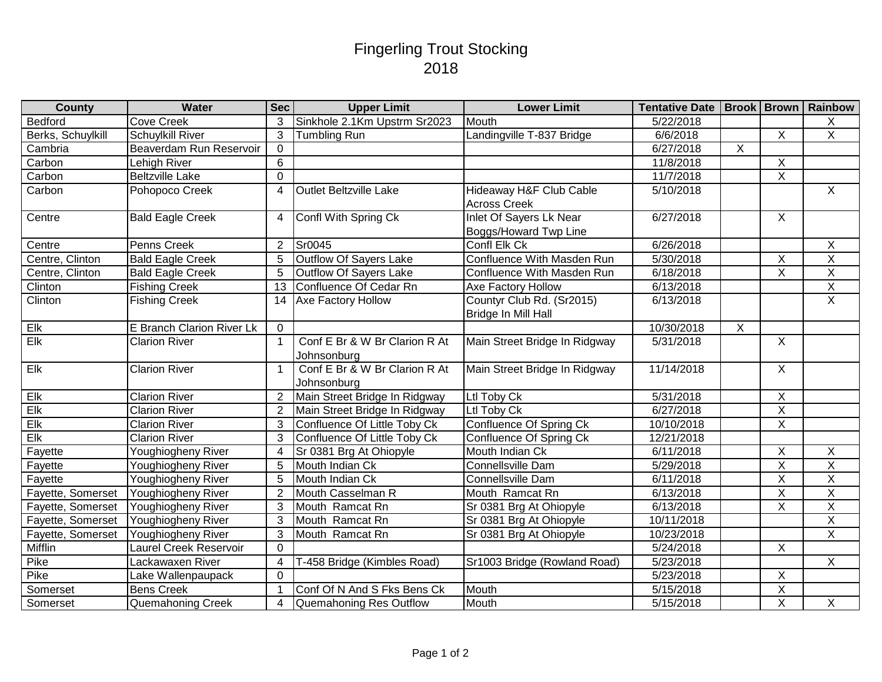# Fingerling Trout Stocking
# 2018

| County | Water | Sec | Upper Limit | Lower Limit | Tentative Date | Brook | Brown | Rainbow |
|---|---|---|---|---|---|---|---|---|
| Bedford | Cove Creek | 3 | Sinkhole 2.1Km Upstrm Sr2023 | Mouth | 5/22/2018 | | | X |
| Berks, Schuylkill | Schuylkill River | 3 | Tumbling Run | Landingville T-837 Bridge | 6/6/2018 | | X | X |
| Cambria | Beaverdam Run Reservoir | 0 | | | 6/27/2018 | X | | |
| Carbon | Lehigh River | 6 | | | 11/8/2018 | | X | |
| Carbon | Beltzville Lake | 0 | | | 11/7/2018 | | X | |
| Carbon | Pohopoco Creek | 4 | Outlet Beltzville Lake | Hideaway H&F Club Cable Across Creek | 5/10/2018 | | | X |
| Centre | Bald Eagle Creek | 4 | Confl With Spring Ck | Inlet Of Sayers Lk Near Boggs/Howard Twp Line | 6/27/2018 | | X | |
| Centre | Penns Creek | 2 | Sr0045 | Confl Elk Ck | 6/26/2018 | | | X |
| Centre, Clinton | Bald Eagle Creek | 5 | Outflow Of Sayers Lake | Confluence With Masden Run | 5/30/2018 | | X | X |
| Centre, Clinton | Bald Eagle Creek | 5 | Outflow Of Sayers Lake | Confluence With Masden Run | 6/18/2018 | | X | X |
| Clinton | Fishing Creek | 13 | Confluence Of Cedar Rn | Axe Factory Hollow | 6/13/2018 | | | X |
| Clinton | Fishing Creek | 14 | Axe Factory Hollow | Countyr Club Rd. (Sr2015) Bridge In Mill Hall | 6/13/2018 | | | X |
| Elk | E Branch Clarion River Lk | 0 | | | 10/30/2018 | X | | |
| Elk | Clarion River | 1 | Conf E Br & W Br Clarion R At Johnsonburg | Main Street Bridge In Ridgway | 5/31/2018 | | X | |
| Elk | Clarion River | 1 | Conf E Br & W Br Clarion R At Johnsonburg | Main Street Bridge In Ridgway | 11/14/2018 | | X | |
| Elk | Clarion River | 2 | Main Street Bridge In Ridgway | Ltl Toby Ck | 5/31/2018 | | X | |
| Elk | Clarion River | 2 | Main Street Bridge In Ridgway | Ltl Toby Ck | 6/27/2018 | | X | |
| Elk | Clarion River | 3 | Confluence Of Little Toby Ck | Confluence Of Spring Ck | 10/10/2018 | | X | |
| Elk | Clarion River | 3 | Confluence Of Little Toby Ck | Confluence Of Spring Ck | 12/21/2018 | | | |
| Fayette | Youghiogheny River | 4 | Sr 0381 Brg At Ohiopyle | Mouth Indian Ck | 6/11/2018 | | X | X |
| Fayette | Youghiogheny River | 5 | Mouth Indian Ck | Connellsville Dam | 5/29/2018 | | X | X |
| Fayette | Youghiogheny River | 5 | Mouth Indian Ck | Connellsville Dam | 6/11/2018 | | X | X |
| Fayette, Somerset | Youghiogheny River | 2 | Mouth Casselman R | Mouth Ramcat Rn | 6/13/2018 | | X | X |
| Fayette, Somerset | Youghiogheny River | 3 | Mouth Ramcat Rn | Sr 0381 Brg At Ohiopyle | 6/13/2018 | | X | X |
| Fayette, Somerset | Youghiogheny River | 3 | Mouth Ramcat Rn | Sr 0381 Brg At Ohiopyle | 10/11/2018 | | | X |
| Fayette, Somerset | Youghiogheny River | 3 | Mouth Ramcat Rn | Sr 0381 Brg At Ohiopyle | 10/23/2018 | | | X |
| Mifflin | Laurel Creek Reservoir | 0 | | | 5/24/2018 | | X | |
| Pike | Lackawaxen River | 4 | T-458 Bridge (Kimbles Road) | Sr1003 Bridge (Rowland Road) | 5/23/2018 | | | X |
| Pike | Lake Wallenpaupack | 0 | | | 5/23/2018 | | X | |
| Somerset | Bens Creek | 1 | Conf Of N And S Fks Bens Ck | Mouth | 5/15/2018 | | X | |
| Somerset | Quemahoning Creek | 4 | Quemahoning Res Outflow | Mouth | 5/15/2018 | | X | X |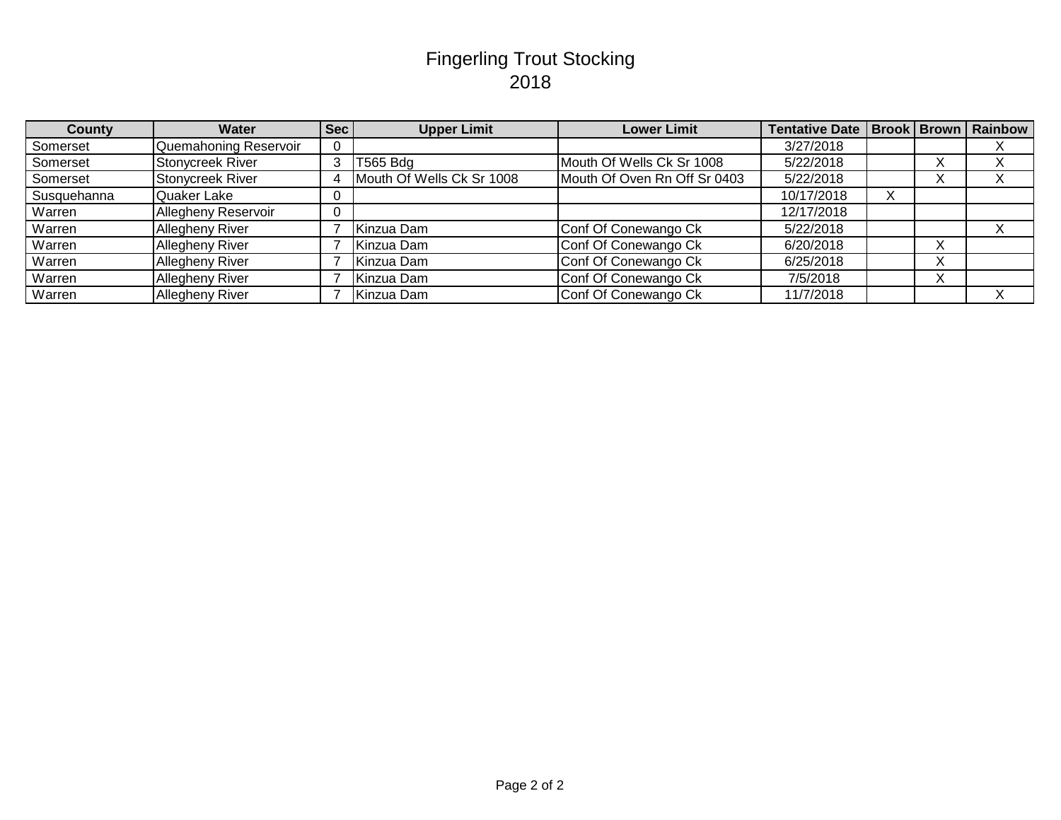# Fingerling Trout Stocking
## 2018

| County | Water | Sec | Upper Limit | Lower Limit | Tentative Date | Brook | Brown | Rainbow |
|---|---|---|---|---|---|---|---|---|
| Somerset | Quemahoning Reservoir | 0 | | | 3/27/2018 | | | X |
| Somerset | Stonycreek River | 3 | T565 Bdg | Mouth Of Wells Ck Sr 1008 | 5/22/2018 | | X | X |
| Somerset | Stonycreek River | 4 | Mouth Of Wells Ck Sr 1008 | Mouth Of Oven Rn Off Sr 0403 | 5/22/2018 | | X | X |
| Susquehanna | Quaker Lake | 0 | | | 10/17/2018 | X | | |
| Warren | Allegheny Reservoir | 0 | | | 12/17/2018 | | | |
| Warren | Allegheny River | 7 | Kinzua Dam | Conf Of Conewango Ck | 5/22/2018 | | | X |
| Warren | Allegheny River | 7 | Kinzua Dam | Conf Of Conewango Ck | 6/20/2018 | | X | |
| Warren | Allegheny River | 7 | Kinzua Dam | Conf Of Conewango Ck | 6/25/2018 | | X | |
| Warren | Allegheny River | 7 | Kinzua Dam | Conf Of Conewango Ck | 7/5/2018 | | X | |
| Warren | Allegheny River | 7 | Kinzua Dam | Conf Of Conewango Ck | 11/7/2018 | | | X |